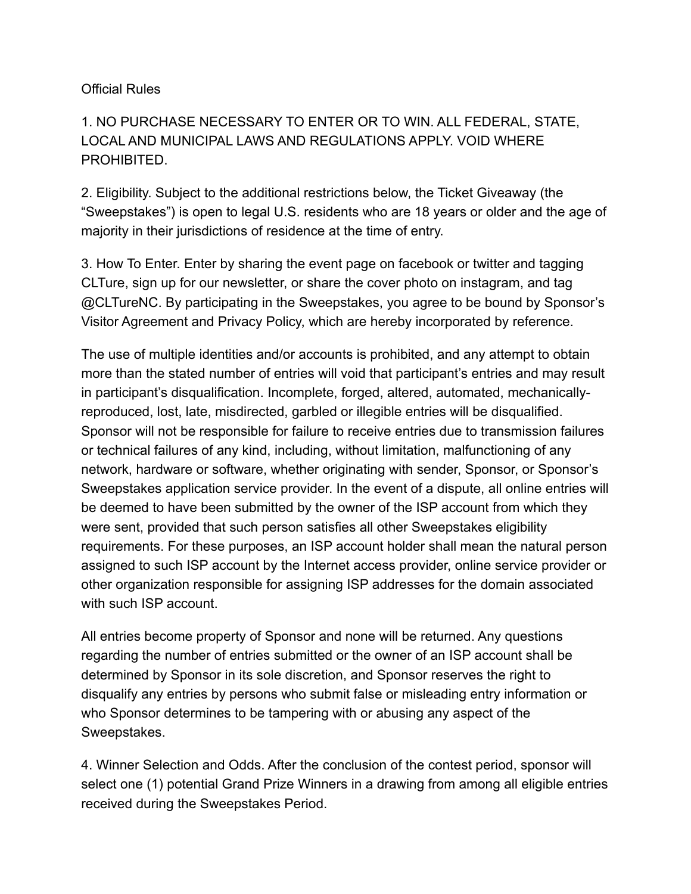# Official Rules

1. NO PURCHASE NECESSARY TO ENTER OR TO WIN. ALL FEDERAL, STATE, LOCAL AND MUNICIPAL LAWS AND REGULATIONS APPLY. VOID WHERE PROHIBITED.

2. Eligibility. Subject to the additional restrictions below, the Ticket Giveaway (the “Sweepstakes”) is open to legal U.S. residents who are 18 years or older and the age of majority in their jurisdictions of residence at the time of entry.

3. How To Enter. Enter by sharing the event page on facebook or twitter and tagging CLTure, sign up for our newsletter, or share the cover photo on instagram, and tag @CLTureNC. By participating in the Sweepstakes, you agree to be bound by Sponsor’s Visitor Agreement and Privacy Policy, which are hereby incorporated by reference.

The use of multiple identities and/or accounts is prohibited, and any attempt to obtain more than the stated number of entries will void that participant’s entries and may result in participant’s disqualification. Incomplete, forged, altered, automated, mechanically-reproduced, lost, late, misdirected, garbled or illegible entries will be disqualified. Sponsor will not be responsible for failure to receive entries due to transmission failures or technical failures of any kind, including, without limitation, malfunctioning of any network, hardware or software, whether originating with sender, Sponsor, or Sponsor’s Sweepstakes application service provider. In the event of a dispute, all online entries will be deemed to have been submitted by the owner of the ISP account from which they were sent, provided that such person satisfies all other Sweepstakes eligibility requirements. For these purposes, an ISP account holder shall mean the natural person assigned to such ISP account by the Internet access provider, online service provider or other organization responsible for assigning ISP addresses for the domain associated with such ISP account.

All entries become property of Sponsor and none will be returned. Any questions regarding the number of entries submitted or the owner of an ISP account shall be determined by Sponsor in its sole discretion, and Sponsor reserves the right to disqualify any entries by persons who submit false or misleading entry information or who Sponsor determines to be tampering with or abusing any aspect of the Sweepstakes.

4. Winner Selection and Odds. After the conclusion of the contest period, sponsor will select one (1) potential Grand Prize Winners in a drawing from among all eligible entries received during the Sweepstakes Period.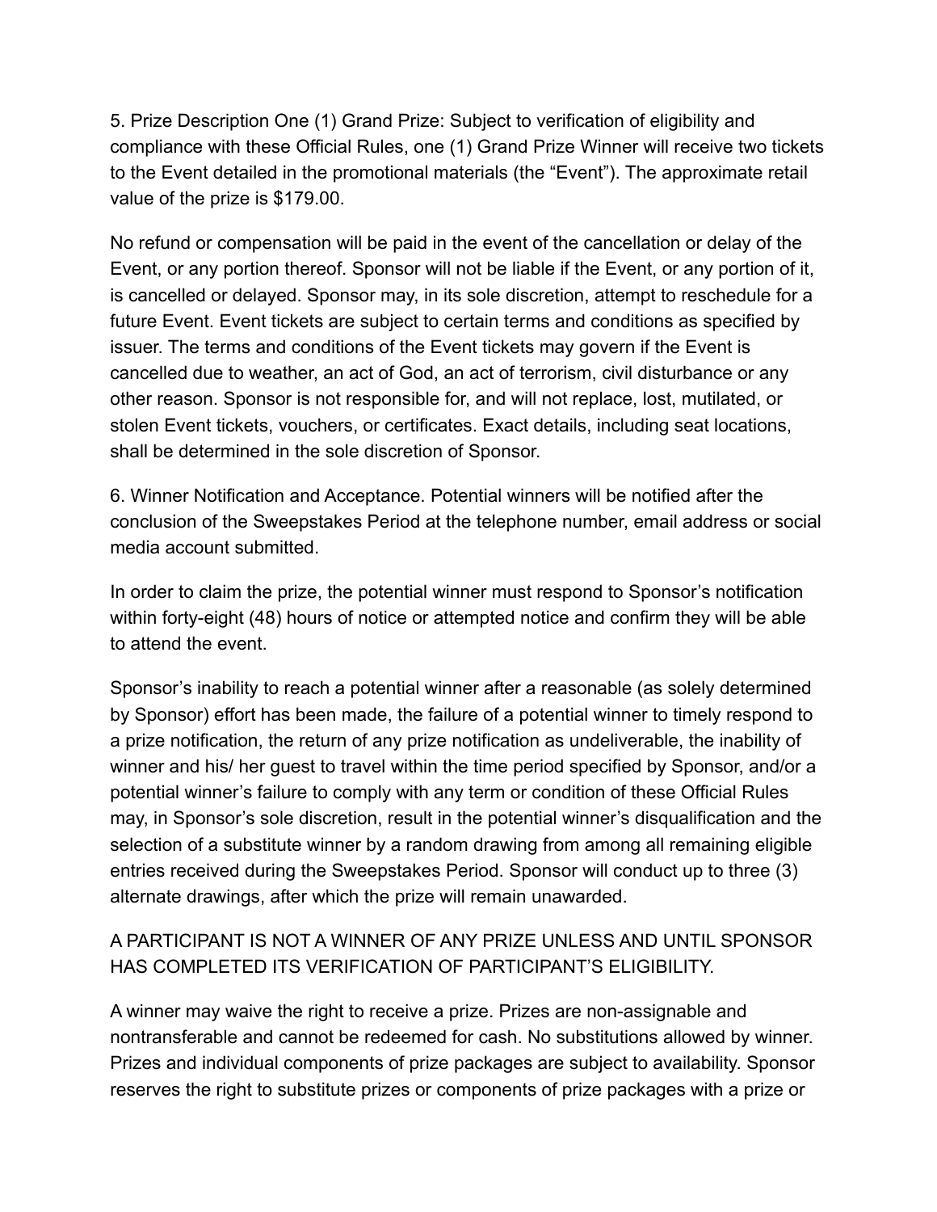5. Prize Description One (1) Grand Prize: Subject to verification of eligibility and compliance with these Official Rules, one (1) Grand Prize Winner will receive two tickets to the Event detailed in the promotional materials (the "Event"). The approximate retail value of the prize is $179.00.

No refund or compensation will be paid in the event of the cancellation or delay of the Event, or any portion thereof. Sponsor will not be liable if the Event, or any portion of it, is cancelled or delayed. Sponsor may, in its sole discretion, attempt to reschedule for a future Event. Event tickets are subject to certain terms and conditions as specified by issuer. The terms and conditions of the Event tickets may govern if the Event is cancelled due to weather, an act of God, an act of terrorism, civil disturbance or any other reason. Sponsor is not responsible for, and will not replace, lost, mutilated, or stolen Event tickets, vouchers, or certificates. Exact details, including seat locations, shall be determined in the sole discretion of Sponsor.

6. Winner Notification and Acceptance. Potential winners will be notified after the conclusion of the Sweepstakes Period at the telephone number, email address or social media account submitted.

In order to claim the prize, the potential winner must respond to Sponsor's notification within forty-eight (48) hours of notice or attempted notice and confirm they will be able to attend the event.

Sponsor's inability to reach a potential winner after a reasonable (as solely determined by Sponsor) effort has been made, the failure of a potential winner to timely respond to a prize notification, the return of any prize notification as undeliverable, the inability of winner and his/ her guest to travel within the time period specified by Sponsor, and/or a potential winner's failure to comply with any term or condition of these Official Rules may, in Sponsor's sole discretion, result in the potential winner's disqualification and the selection of a substitute winner by a random drawing from among all remaining eligible entries received during the Sweepstakes Period. Sponsor will conduct up to three (3) alternate drawings, after which the prize will remain unawarded.

A PARTICIPANT IS NOT A WINNER OF ANY PRIZE UNLESS AND UNTIL SPONSOR HAS COMPLETED ITS VERIFICATION OF PARTICIPANT'S ELIGIBILITY.

A winner may waive the right to receive a prize. Prizes are non-assignable and nontransferable and cannot be redeemed for cash. No substitutions allowed by winner. Prizes and individual components of prize packages are subject to availability. Sponsor reserves the right to substitute prizes or components of prize packages with a prize or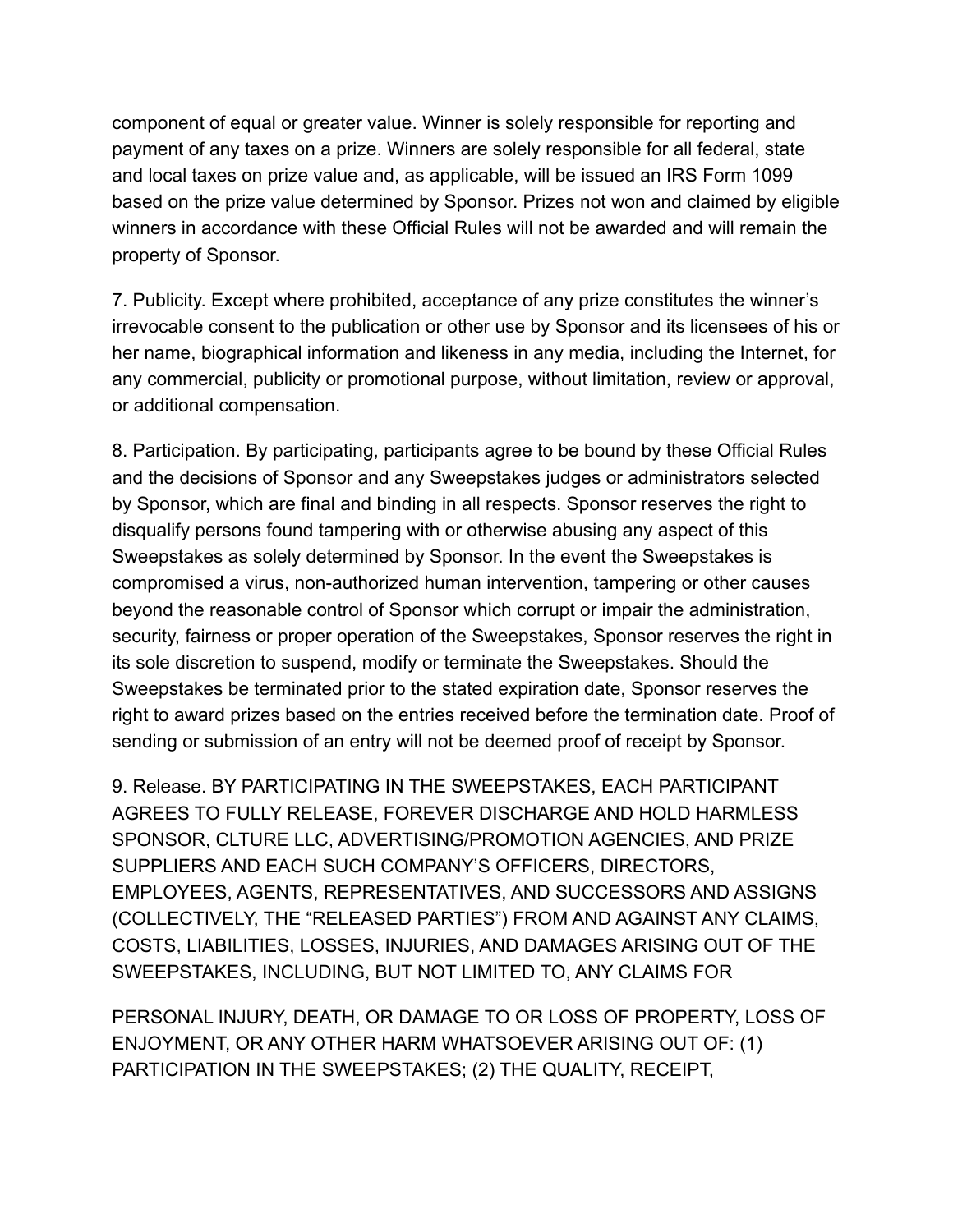component of equal or greater value. Winner is solely responsible for reporting and payment of any taxes on a prize. Winners are solely responsible for all federal, state and local taxes on prize value and, as applicable, will be issued an IRS Form 1099 based on the prize value determined by Sponsor. Prizes not won and claimed by eligible winners in accordance with these Official Rules will not be awarded and will remain the property of Sponsor.

7. Publicity. Except where prohibited, acceptance of any prize constitutes the winner's irrevocable consent to the publication or other use by Sponsor and its licensees of his or her name, biographical information and likeness in any media, including the Internet, for any commercial, publicity or promotional purpose, without limitation, review or approval, or additional compensation.

8. Participation. By participating, participants agree to be bound by these Official Rules and the decisions of Sponsor and any Sweepstakes judges or administrators selected by Sponsor, which are final and binding in all respects. Sponsor reserves the right to disqualify persons found tampering with or otherwise abusing any aspect of this Sweepstakes as solely determined by Sponsor. In the event the Sweepstakes is compromised a virus, non-authorized human intervention, tampering or other causes beyond the reasonable control of Sponsor which corrupt or impair the administration, security, fairness or proper operation of the Sweepstakes, Sponsor reserves the right in its sole discretion to suspend, modify or terminate the Sweepstakes. Should the Sweepstakes be terminated prior to the stated expiration date, Sponsor reserves the right to award prizes based on the entries received before the termination date. Proof of sending or submission of an entry will not be deemed proof of receipt by Sponsor.

9. Release. BY PARTICIPATING IN THE SWEEPSTAKES, EACH PARTICIPANT AGREES TO FULLY RELEASE, FOREVER DISCHARGE AND HOLD HARMLESS SPONSOR, CLTURE LLC, ADVERTISING/PROMOTION AGENCIES, AND PRIZE SUPPLIERS AND EACH SUCH COMPANY'S OFFICERS, DIRECTORS, EMPLOYEES, AGENTS, REPRESENTATIVES, AND SUCCESSORS AND ASSIGNS (COLLECTIVELY, THE "RELEASED PARTIES") FROM AND AGAINST ANY CLAIMS, COSTS, LIABILITIES, LOSSES, INJURIES, AND DAMAGES ARISING OUT OF THE SWEEPSTAKES, INCLUDING, BUT NOT LIMITED TO, ANY CLAIMS FOR

PERSONAL INJURY, DEATH, OR DAMAGE TO OR LOSS OF PROPERTY, LOSS OF ENJOYMENT, OR ANY OTHER HARM WHATSOEVER ARISING OUT OF: (1) PARTICIPATION IN THE SWEEPSTAKES; (2) THE QUALITY, RECEIPT,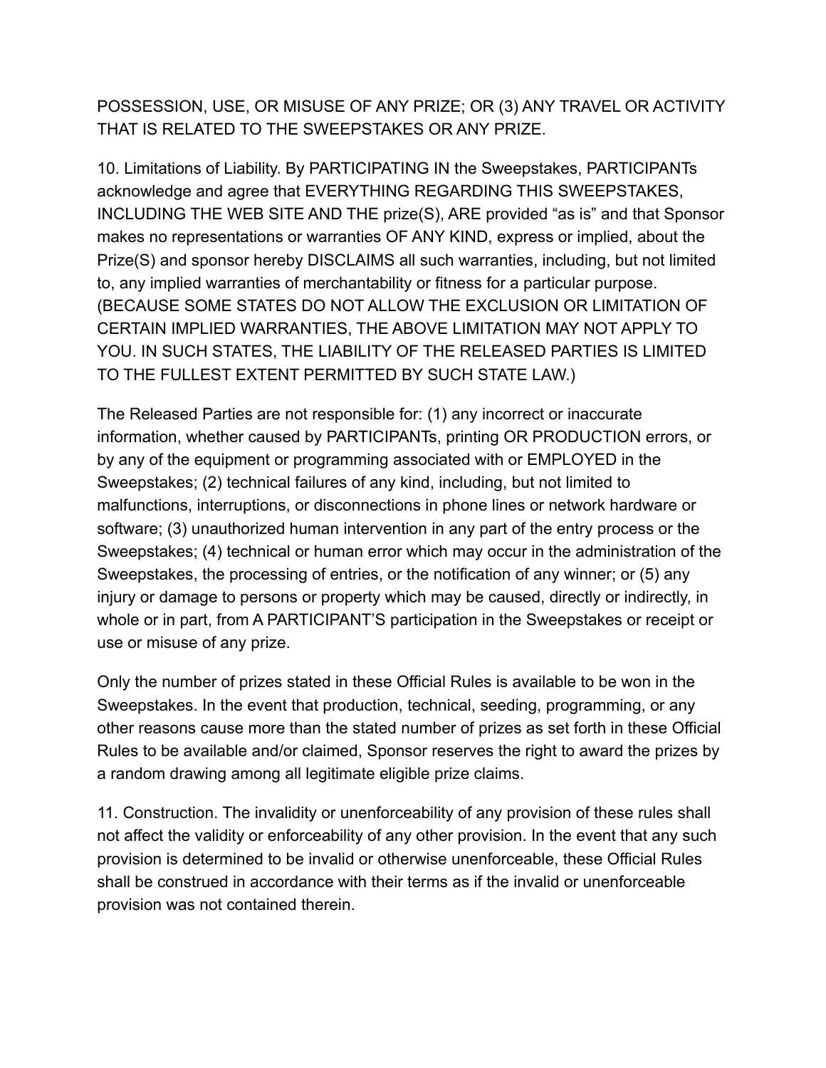POSSESSION, USE, OR MISUSE OF ANY PRIZE; OR (3) ANY TRAVEL OR ACTIVITY THAT IS RELATED TO THE SWEEPSTAKES OR ANY PRIZE.

10. Limitations of Liability. By PARTICIPATING IN the Sweepstakes, PARTICIPANTs acknowledge and agree that EVERYTHING REGARDING THIS SWEEPSTAKES, INCLUDING THE WEB SITE AND THE prize(S), ARE provided "as is" and that Sponsor makes no representations or warranties OF ANY KIND, express or implied, about the Prize(S) and sponsor hereby DISCLAIMS all such warranties, including, but not limited to, any implied warranties of merchantability or fitness for a particular purpose. (BECAUSE SOME STATES DO NOT ALLOW THE EXCLUSION OR LIMITATION OF CERTAIN IMPLIED WARRANTIES, THE ABOVE LIMITATION MAY NOT APPLY TO YOU. IN SUCH STATES, THE LIABILITY OF THE RELEASED PARTIES IS LIMITED TO THE FULLEST EXTENT PERMITTED BY SUCH STATE LAW.)

The Released Parties are not responsible for: (1) any incorrect or inaccurate information, whether caused by PARTICIPANTs, printing OR PRODUCTION errors, or by any of the equipment or programming associated with or EMPLOYED in the Sweepstakes; (2) technical failures of any kind, including, but not limited to malfunctions, interruptions, or disconnections in phone lines or network hardware or software; (3) unauthorized human intervention in any part of the entry process or the Sweepstakes; (4) technical or human error which may occur in the administration of the Sweepstakes, the processing of entries, or the notification of any winner; or (5) any injury or damage to persons or property which may be caused, directly or indirectly, in whole or in part, from A PARTICIPANT'S participation in the Sweepstakes or receipt or use or misuse of any prize.

Only the number of prizes stated in these Official Rules is available to be won in the Sweepstakes. In the event that production, technical, seeding, programming, or any other reasons cause more than the stated number of prizes as set forth in these Official Rules to be available and/or claimed, Sponsor reserves the right to award the prizes by a random drawing among all legitimate eligible prize claims.

11. Construction. The invalidity or unenforceability of any provision of these rules shall not affect the validity or enforceability of any other provision. In the event that any such provision is determined to be invalid or otherwise unenforceable, these Official Rules shall be construed in accordance with their terms as if the invalid or unenforceable provision was not contained therein.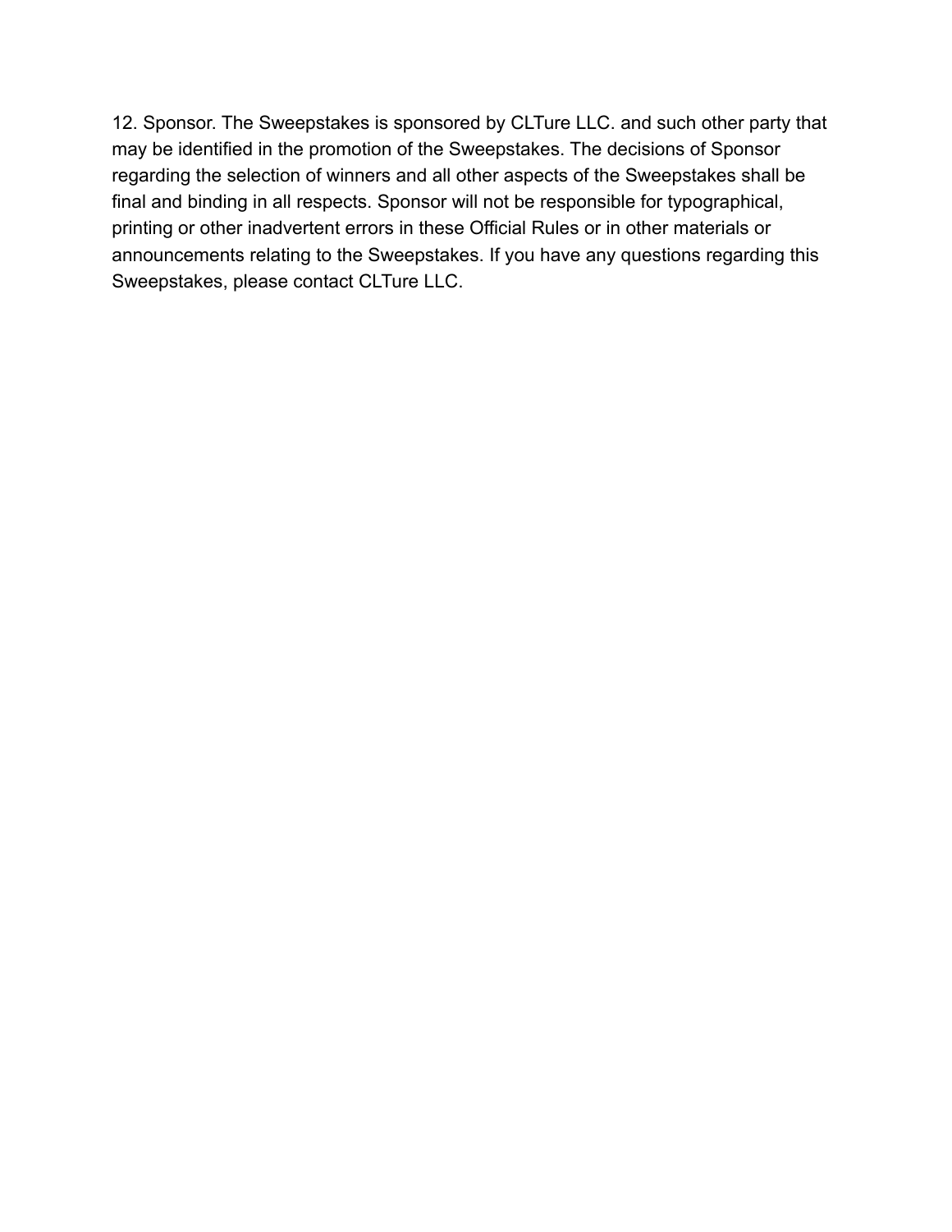12. Sponsor. The Sweepstakes is sponsored by CLTure LLC. and such other party that may be identified in the promotion of the Sweepstakes. The decisions of Sponsor regarding the selection of winners and all other aspects of the Sweepstakes shall be final and binding in all respects. Sponsor will not be responsible for typographical, printing or other inadvertent errors in these Official Rules or in other materials or announcements relating to the Sweepstakes. If you have any questions regarding this Sweepstakes, please contact CLTure LLC.